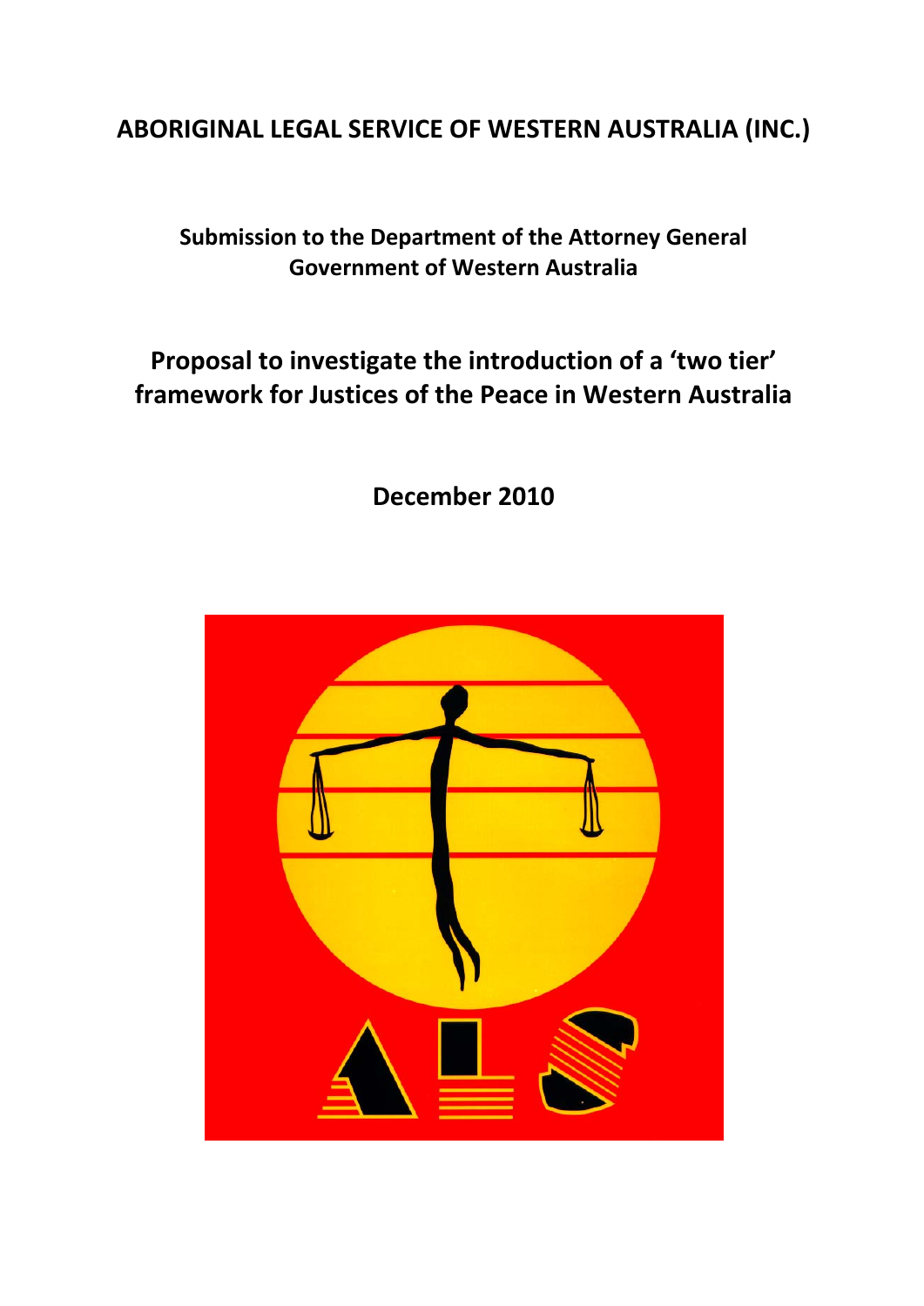# ABORIGINAL LEGAL SERVICE OF WESTERN AUSTRALIA (INC.)

**Submission to the Department of the Attorney General**
**Government of Western Australia**

## Proposal to investigate the introduction of a 'two tier' framework for Justices of the Peace in Western Australia

**December 2010**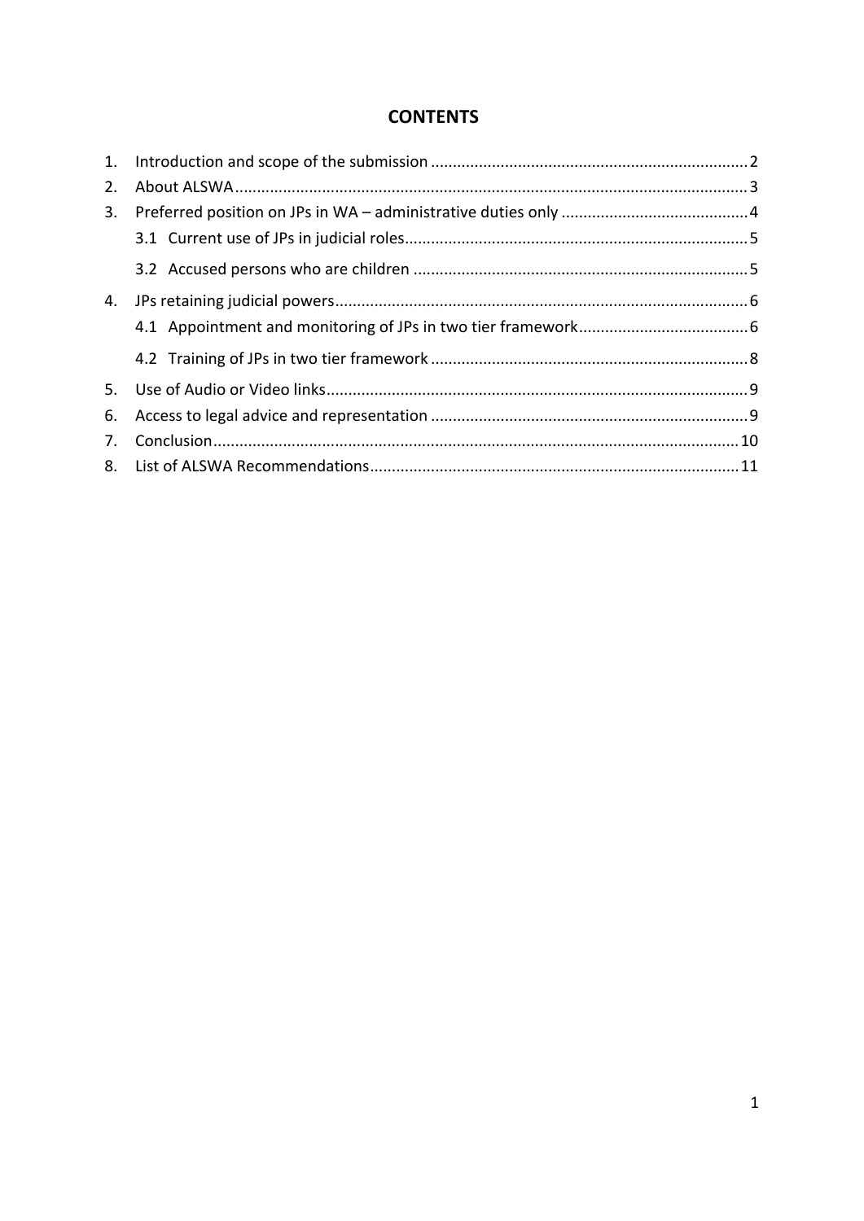# CONTENTS

1. Introduction and scope of the submission ........................................................................ 2
2. About ALSWA ...................................................................................................................... 3
3. Preferred position on JPs in WA – administrative duties only ........................................... 4
   - 3.1 Current use of JPs in judicial roles .............................................................................. 5
   - 3.2 Accused persons who are children ............................................................................ 5
4. JPs retaining judicial powers .............................................................................................. 6
   - 4.1 Appointment and monitoring of JPs in two tier framework ....................................... 6
   - 4.2 Training of JPs in two tier framework ......................................................................... 8
5. Use of Audio or Video links ................................................................................................ 9
6. Access to legal advice and representation ......................................................................... 9
7. Conclusion ........................................................................................................................ 10
8. List of ALSWA Recommendations .................................................................................... 11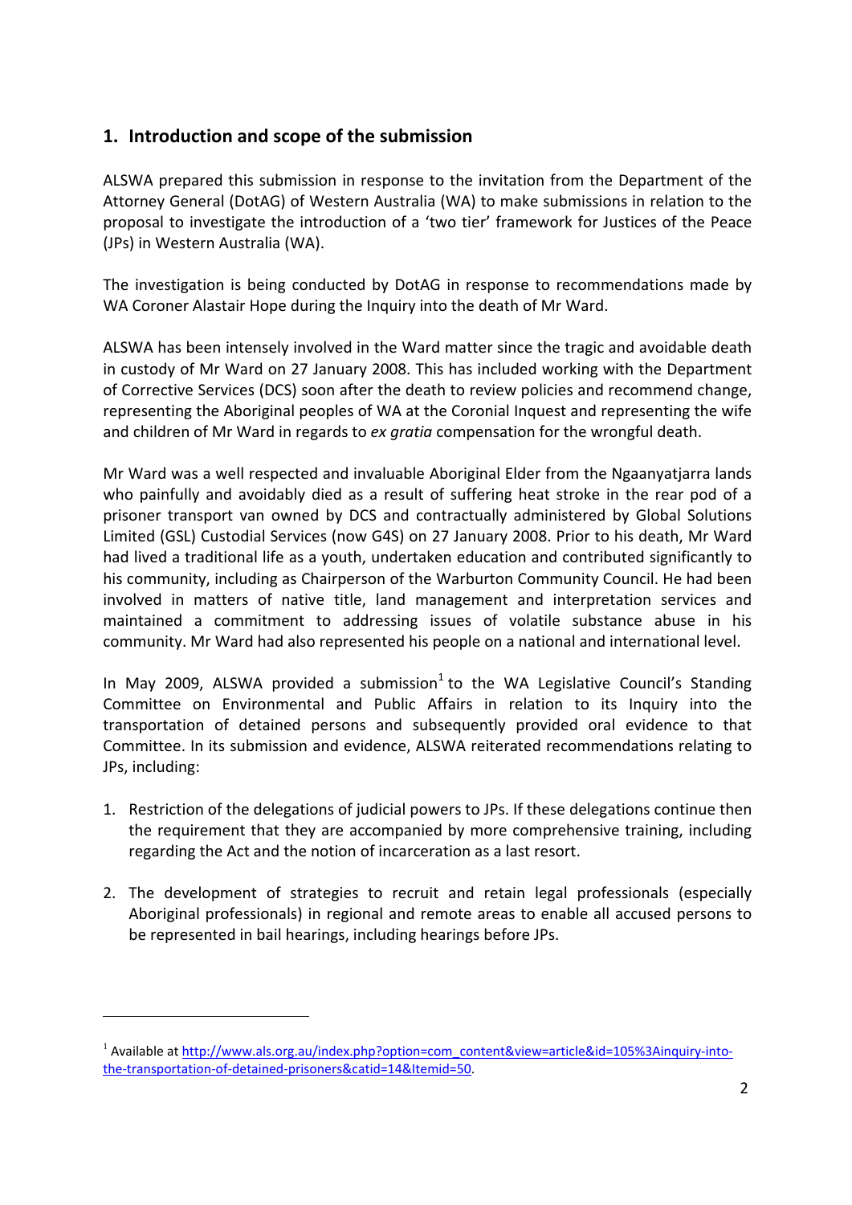## 1. Introduction and scope of the submission

ALSWA prepared this submission in response to the invitation from the Department of the Attorney General (DotAG) of Western Australia (WA) to make submissions in relation to the proposal to investigate the introduction of a 'two tier' framework for Justices of the Peace (JPs) in Western Australia (WA).

The investigation is being conducted by DotAG in response to recommendations made by WA Coroner Alastair Hope during the Inquiry into the death of Mr Ward.

ALSWA has been intensely involved in the Ward matter since the tragic and avoidable death in custody of Mr Ward on 27 January 2008. This has included working with the Department of Corrective Services (DCS) soon after the death to review policies and recommend change, representing the Aboriginal peoples of WA at the Coronial Inquest and representing the wife and children of Mr Ward in regards to *ex gratia* compensation for the wrongful death.

Mr Ward was a well respected and invaluable Aboriginal Elder from the Ngaanyatjarra lands who painfully and avoidably died as a result of suffering heat stroke in the rear pod of a prisoner transport van owned by DCS and contractually administered by Global Solutions Limited (GSL) Custodial Services (now G4S) on 27 January 2008. Prior to his death, Mr Ward had lived a traditional life as a youth, undertaken education and contributed significantly to his community, including as Chairperson of the Warburton Community Council. He had been involved in matters of native title, land management and interpretation services and maintained a commitment to addressing issues of volatile substance abuse in his community. Mr Ward had also represented his people on a national and international level.

In May 2009, ALSWA provided a submission[1] to the WA Legislative Council's Standing Committee on Environmental and Public Affairs in relation to its Inquiry into the transportation of detained persons and subsequently provided oral evidence to that Committee. In its submission and evidence, ALSWA reiterated recommendations relating to JPs, including:

1. Restriction of the delegations of judicial powers to JPs. If these delegations continue then the requirement that they are accompanied by more comprehensive training, including regarding the Act and the notion of incarceration as a last resort.

2. The development of strategies to recruit and retain legal professionals (especially Aboriginal professionals) in regional and remote areas to enable all accused persons to be represented in bail hearings, including hearings before JPs.

---

[1] Available at http://www.als.org.au/index.php?option=com_content&view=article&id=105%3Ainquiry-into-the-transportation-of-detained-prisoners&catid=14&Itemid=50.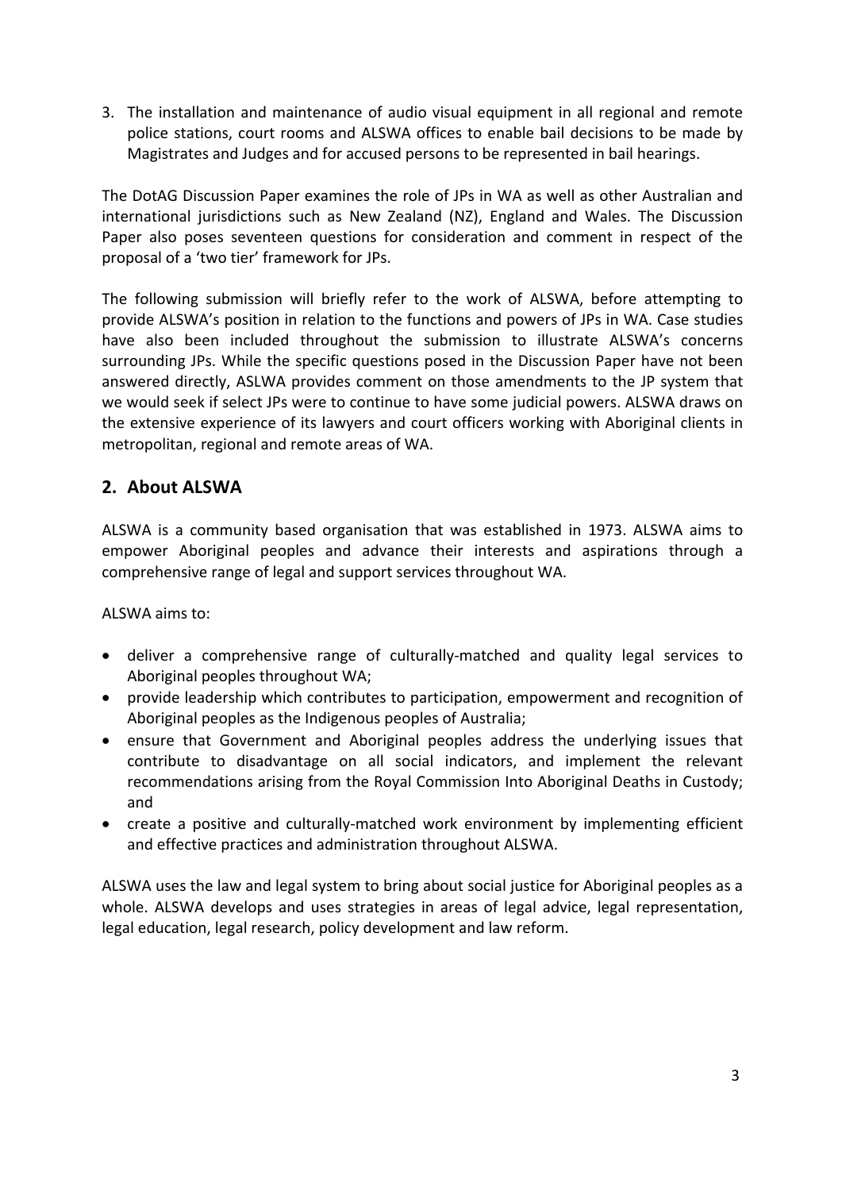3. The installation and maintenance of audio visual equipment in all regional and remote police stations, court rooms and ALSWA offices to enable bail decisions to be made by Magistrates and Judges and for accused persons to be represented in bail hearings.

The DotAG Discussion Paper examines the role of JPs in WA as well as other Australian and international jurisdictions such as New Zealand (NZ), England and Wales. The Discussion Paper also poses seventeen questions for consideration and comment in respect of the proposal of a 'two tier' framework for JPs.

The following submission will briefly refer to the work of ALSWA, before attempting to provide ALSWA's position in relation to the functions and powers of JPs in WA. Case studies have also been included throughout the submission to illustrate ALSWA's concerns surrounding JPs. While the specific questions posed in the Discussion Paper have not been answered directly, ASLWA provides comment on those amendments to the JP system that we would seek if select JPs were to continue to have some judicial powers. ALSWA draws on the extensive experience of its lawyers and court officers working with Aboriginal clients in metropolitan, regional and remote areas of WA.

## 2. About ALSWA

ALSWA is a community based organisation that was established in 1973. ALSWA aims to empower Aboriginal peoples and advance their interests and aspirations through a comprehensive range of legal and support services throughout WA.

ALSWA aims to:

- deliver a comprehensive range of culturally-matched and quality legal services to Aboriginal peoples throughout WA;
- provide leadership which contributes to participation, empowerment and recognition of Aboriginal peoples as the Indigenous peoples of Australia;
- ensure that Government and Aboriginal peoples address the underlying issues that contribute to disadvantage on all social indicators, and implement the relevant recommendations arising from the Royal Commission Into Aboriginal Deaths in Custody; and
- create a positive and culturally-matched work environment by implementing efficient and effective practices and administration throughout ALSWA.

ALSWA uses the law and legal system to bring about social justice for Aboriginal peoples as a whole. ALSWA develops and uses strategies in areas of legal advice, legal representation, legal education, legal research, policy development and law reform.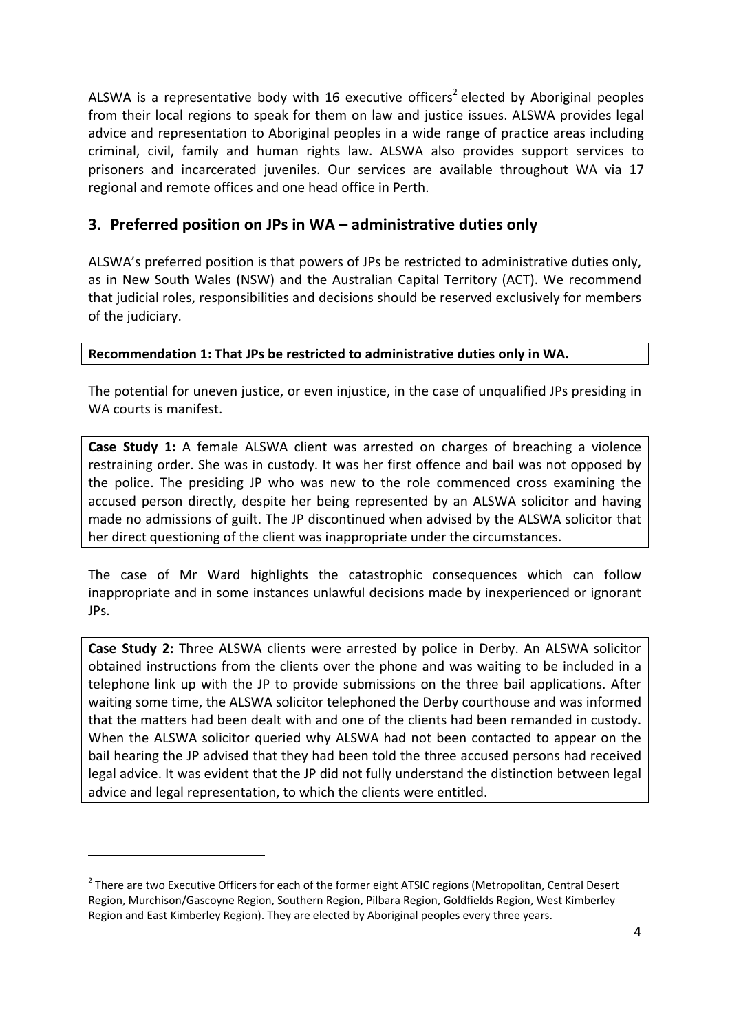ALSWA is a representative body with 16 executive officers[2] elected by Aboriginal peoples from their local regions to speak for them on law and justice issues. ALSWA provides legal advice and representation to Aboriginal peoples in a wide range of practice areas including criminal, civil, family and human rights law. ALSWA also provides support services to prisoners and incarcerated juveniles. Our services are available throughout WA via 17 regional and remote offices and one head office in Perth.

## 3. Preferred position on JPs in WA – administrative duties only

ALSWA's preferred position is that powers of JPs be restricted to administrative duties only, as in New South Wales (NSW) and the Australian Capital Territory (ACT). We recommend that judicial roles, responsibilities and decisions should be reserved exclusively for members of the judiciary.

**Recommendation 1: That JPs be restricted to administrative duties only in WA.**

The potential for uneven justice, or even injustice, in the case of unqualified JPs presiding in WA courts is manifest.

**Case Study 1:** A female ALSWA client was arrested on charges of breaching a violence restraining order. She was in custody. It was her first offence and bail was not opposed by the police. The presiding JP who was new to the role commenced cross examining the accused person directly, despite her being represented by an ALSWA solicitor and having made no admissions of guilt. The JP discontinued when advised by the ALSWA solicitor that her direct questioning of the client was inappropriate under the circumstances.

The case of Mr Ward highlights the catastrophic consequences which can follow inappropriate and in some instances unlawful decisions made by inexperienced or ignorant JPs.

**Case Study 2:** Three ALSWA clients were arrested by police in Derby. An ALSWA solicitor obtained instructions from the clients over the phone and was waiting to be included in a telephone link up with the JP to provide submissions on the three bail applications. After waiting some time, the ALSWA solicitor telephoned the Derby courthouse and was informed that the matters had been dealt with and one of the clients had been remanded in custody. When the ALSWA solicitor queried why ALSWA had not been contacted to appear on the bail hearing the JP advised that they had been told the three accused persons had received legal advice. It was evident that the JP did not fully understand the distinction between legal advice and legal representation, to which the clients were entitled.

---

[2] There are two Executive Officers for each of the former eight ATSIC regions (Metropolitan, Central Desert Region, Murchison/Gascoyne Region, Southern Region, Pilbara Region, Goldfields Region, West Kimberley Region and East Kimberley Region). They are elected by Aboriginal peoples every three years.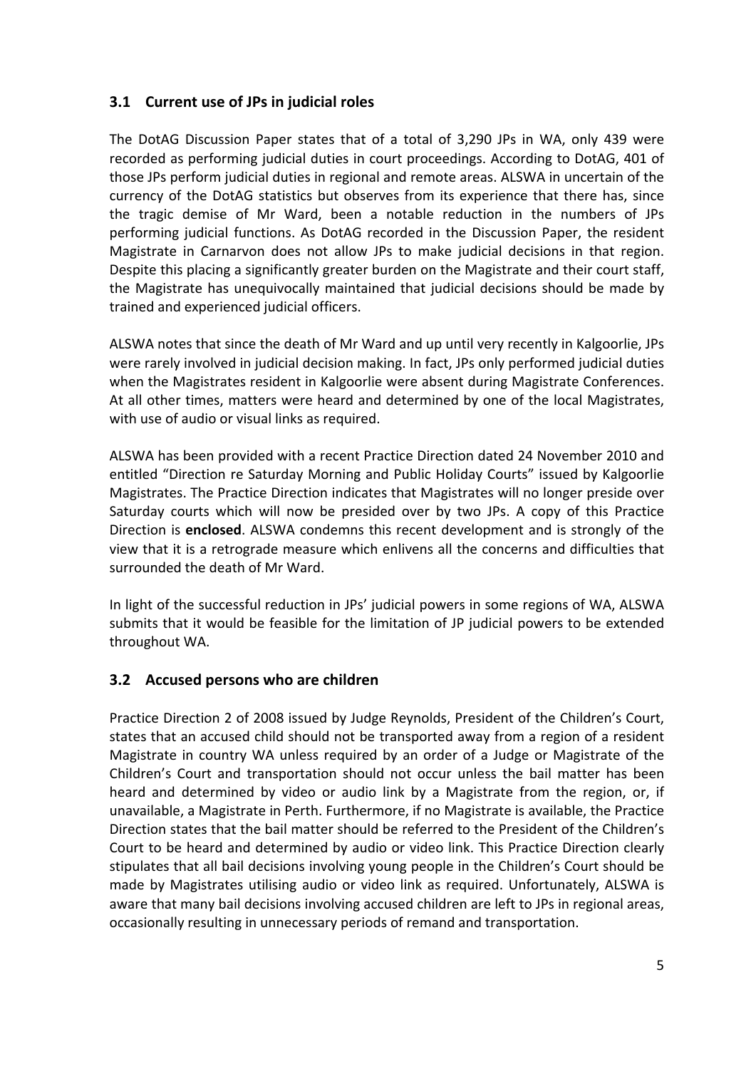### 3.1 Current use of JPs in judicial roles

The DotAG Discussion Paper states that of a total of 3,290 JPs in WA, only 439 were recorded as performing judicial duties in court proceedings. According to DotAG, 401 of those JPs perform judicial duties in regional and remote areas. ALSWA in uncertain of the currency of the DotAG statistics but observes from its experience that there has, since the tragic demise of Mr Ward, been a notable reduction in the numbers of JPs performing judicial functions. As DotAG recorded in the Discussion Paper, the resident Magistrate in Carnarvon does not allow JPs to make judicial decisions in that region. Despite this placing a significantly greater burden on the Magistrate and their court staff, the Magistrate has unequivocally maintained that judicial decisions should be made by trained and experienced judicial officers.

ALSWA notes that since the death of Mr Ward and up until very recently in Kalgoorlie, JPs were rarely involved in judicial decision making. In fact, JPs only performed judicial duties when the Magistrates resident in Kalgoorlie were absent during Magistrate Conferences. At all other times, matters were heard and determined by one of the local Magistrates, with use of audio or visual links as required.

ALSWA has been provided with a recent Practice Direction dated 24 November 2010 and entitled "Direction re Saturday Morning and Public Holiday Courts" issued by Kalgoorlie Magistrates. The Practice Direction indicates that Magistrates will no longer preside over Saturday courts which will now be presided over by two JPs. A copy of this Practice Direction is **enclosed**. ALSWA condemns this recent development and is strongly of the view that it is a retrograde measure which enlivens all the concerns and difficulties that surrounded the death of Mr Ward.

In light of the successful reduction in JPs' judicial powers in some regions of WA, ALSWA submits that it would be feasible for the limitation of JP judicial powers to be extended throughout WA.

### 3.2 Accused persons who are children

Practice Direction 2 of 2008 issued by Judge Reynolds, President of the Children's Court, states that an accused child should not be transported away from a region of a resident Magistrate in country WA unless required by an order of a Judge or Magistrate of the Children's Court and transportation should not occur unless the bail matter has been heard and determined by video or audio link by a Magistrate from the region, or, if unavailable, a Magistrate in Perth. Furthermore, if no Magistrate is available, the Practice Direction states that the bail matter should be referred to the President of the Children's Court to be heard and determined by audio or video link. This Practice Direction clearly stipulates that all bail decisions involving young people in the Children's Court should be made by Magistrates utilising audio or video link as required. Unfortunately, ALSWA is aware that many bail decisions involving accused children are left to JPs in regional areas, occasionally resulting in unnecessary periods of remand and transportation.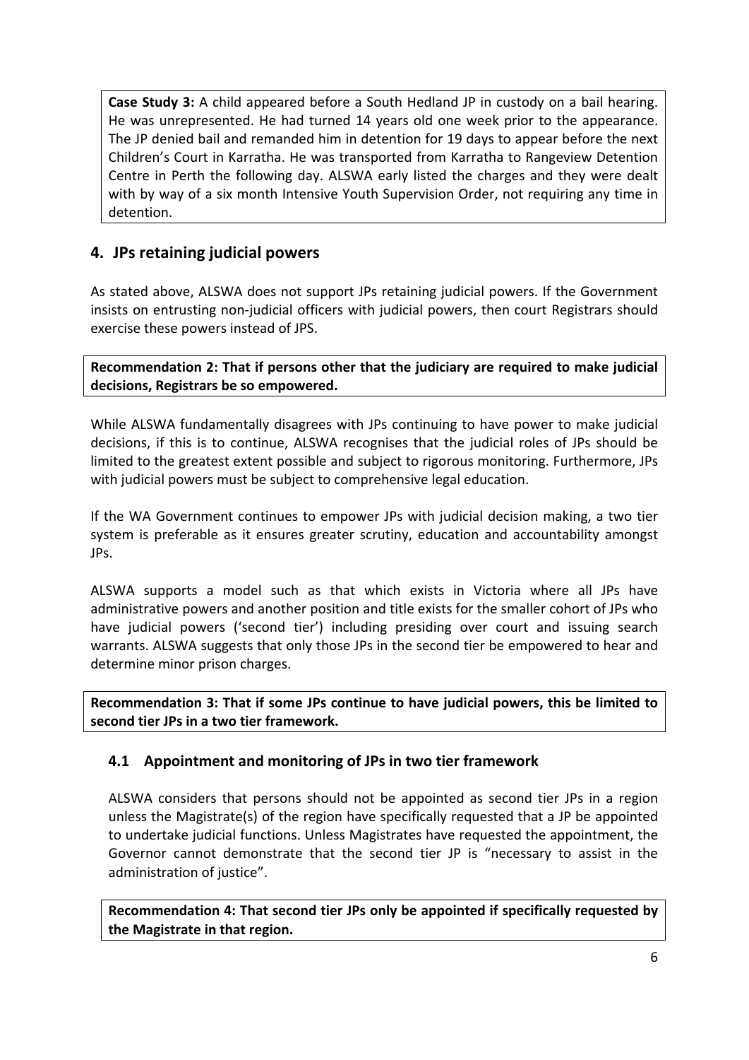**Case Study 3:** A child appeared before a South Hedland JP in custody on a bail hearing. He was unrepresented. He had turned 14 years old one week prior to the appearance. The JP denied bail and remanded him in detention for 19 days to appear before the next Children's Court in Karratha. He was transported from Karratha to Rangeview Detention Centre in Perth the following day. ALSWA early listed the charges and they were dealt with by way of a six month Intensive Youth Supervision Order, not requiring any time in detention.

## 4. JPs retaining judicial powers

As stated above, ALSWA does not support JPs retaining judicial powers. If the Government insists on entrusting non-judicial officers with judicial powers, then court Registrars should exercise these powers instead of JPS.

**Recommendation 2: That if persons other that the judiciary are required to make judicial decisions, Registrars be so empowered.**

While ALSWA fundamentally disagrees with JPs continuing to have power to make judicial decisions, if this is to continue, ALSWA recognises that the judicial roles of JPs should be limited to the greatest extent possible and subject to rigorous monitoring. Furthermore, JPs with judicial powers must be subject to comprehensive legal education.

If the WA Government continues to empower JPs with judicial decision making, a two tier system is preferable as it ensures greater scrutiny, education and accountability amongst JPs.

ALSWA supports a model such as that which exists in Victoria where all JPs have administrative powers and another position and title exists for the smaller cohort of JPs who have judicial powers ('second tier') including presiding over court and issuing search warrants. ALSWA suggests that only those JPs in the second tier be empowered to hear and determine minor prison charges.

**Recommendation 3: That if some JPs continue to have judicial powers, this be limited to second tier JPs in a two tier framework.**

### 4.1 Appointment and monitoring of JPs in two tier framework

ALSWA considers that persons should not be appointed as second tier JPs in a region unless the Magistrate(s) of the region have specifically requested that a JP be appointed to undertake judicial functions. Unless Magistrates have requested the appointment, the Governor cannot demonstrate that the second tier JP is "necessary to assist in the administration of justice".

**Recommendation 4: That second tier JPs only be appointed if specifically requested by the Magistrate in that region.**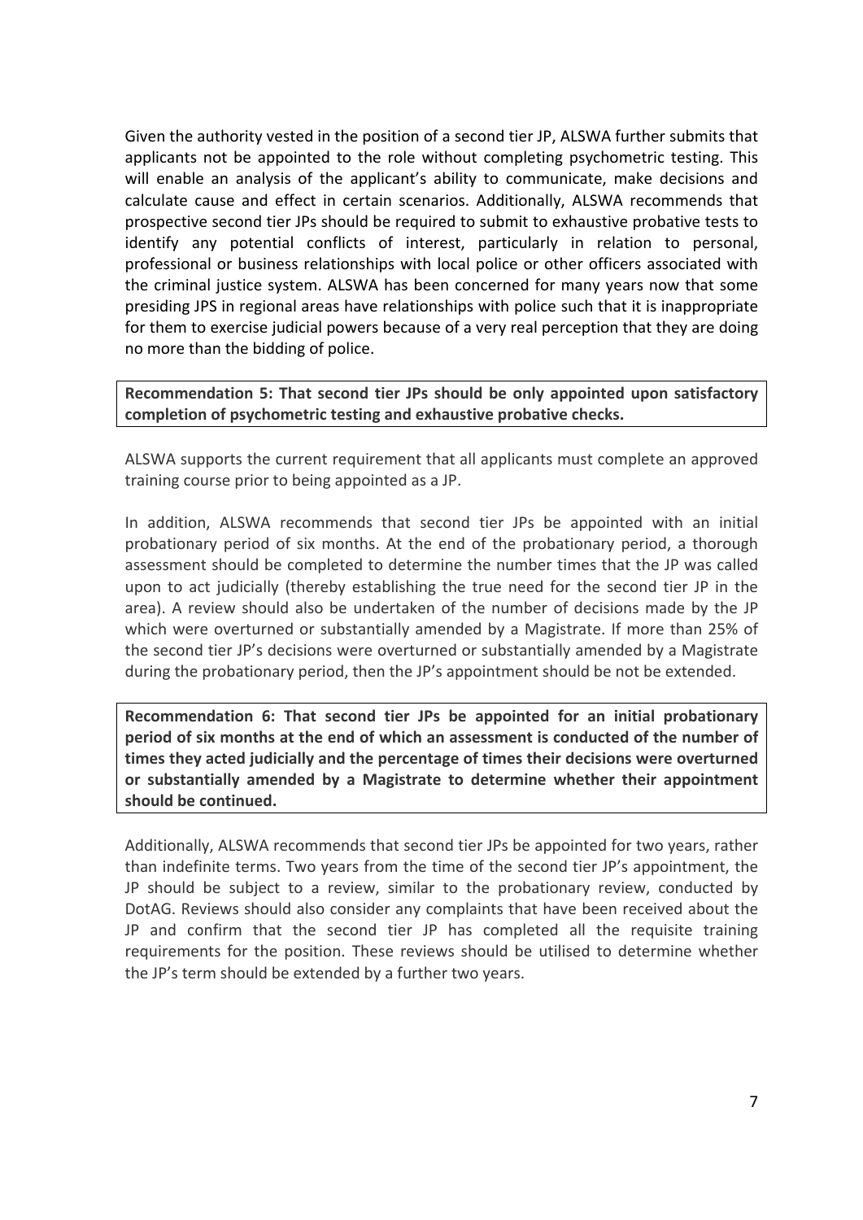Given the authority vested in the position of a second tier JP, ALSWA further submits that applicants not be appointed to the role without completing psychometric testing. This will enable an analysis of the applicant's ability to communicate, make decisions and calculate cause and effect in certain scenarios. Additionally, ALSWA recommends that prospective second tier JPs should be required to submit to exhaustive probative tests to identify any potential conflicts of interest, particularly in relation to personal, professional or business relationships with local police or other officers associated with the criminal justice system. ALSWA has been concerned for many years now that some presiding JPS in regional areas have relationships with police such that it is inappropriate for them to exercise judicial powers because of a very real perception that they are doing no more than the bidding of police.

**Recommendation 5: That second tier JPs should be only appointed upon satisfactory completion of psychometric testing and exhaustive probative checks.**

ALSWA supports the current requirement that all applicants must complete an approved training course prior to being appointed as a JP.

In addition, ALSWA recommends that second tier JPs be appointed with an initial probationary period of six months. At the end of the probationary period, a thorough assessment should be completed to determine the number times that the JP was called upon to act judicially (thereby establishing the true need for the second tier JP in the area). A review should also be undertaken of the number of decisions made by the JP which were overturned or substantially amended by a Magistrate. If more than 25% of the second tier JP's decisions were overturned or substantially amended by a Magistrate during the probationary period, then the JP's appointment should be not be extended.

**Recommendation 6: That second tier JPs be appointed for an initial probationary period of six months at the end of which an assessment is conducted of the number of times they acted judicially and the percentage of times their decisions were overturned or substantially amended by a Magistrate to determine whether their appointment should be continued.**

Additionally, ALSWA recommends that second tier JPs be appointed for two years, rather than indefinite terms. Two years from the time of the second tier JP's appointment, the JP should be subject to a review, similar to the probationary review, conducted by DotAG. Reviews should also consider any complaints that have been received about the JP and confirm that the second tier JP has completed all the requisite training requirements for the position. These reviews should be utilised to determine whether the JP's term should be extended by a further two years.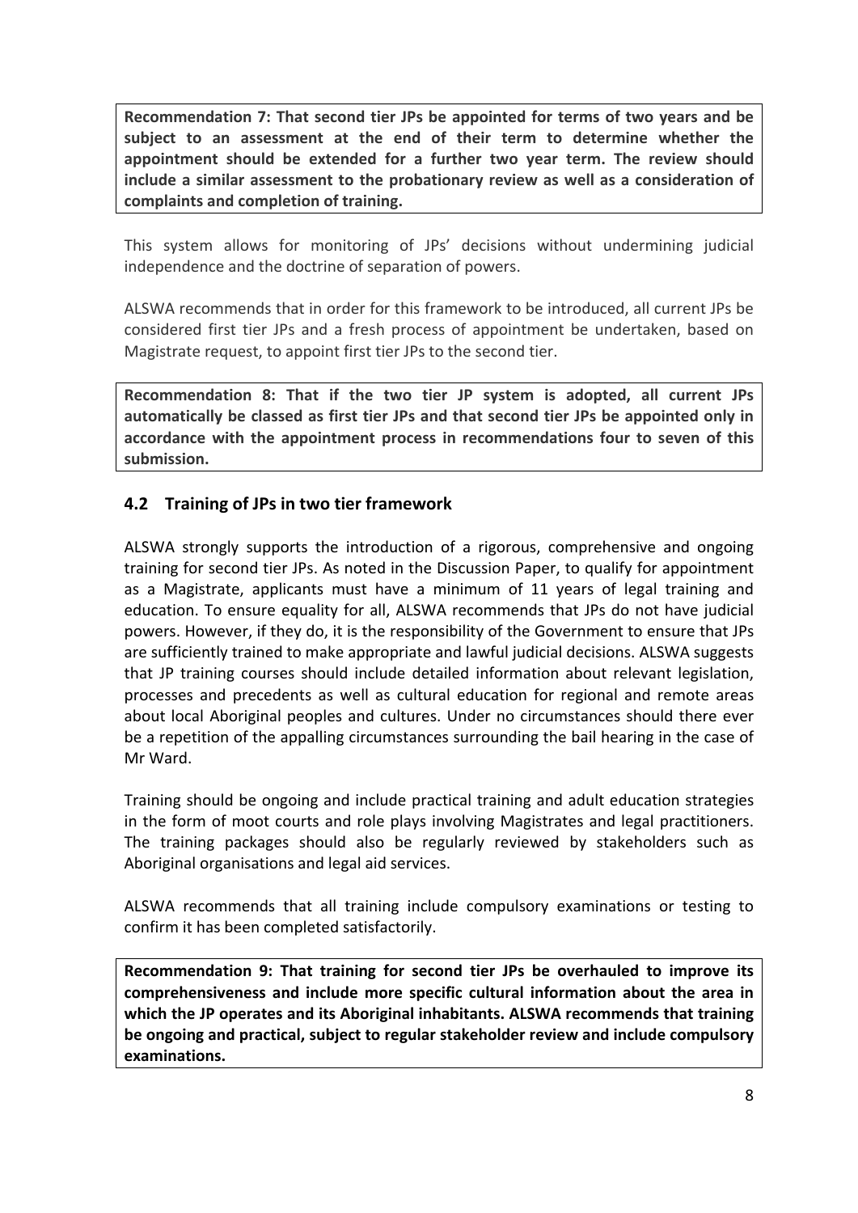**Recommendation 7: That second tier JPs be appointed for terms of two years and be subject to an assessment at the end of their term to determine whether the appointment should be extended for a further two year term. The review should include a similar assessment to the probationary review as well as a consideration of complaints and completion of training.**

This system allows for monitoring of JPs' decisions without undermining judicial independence and the doctrine of separation of powers.

ALSWA recommends that in order for this framework to be introduced, all current JPs be considered first tier JPs and a fresh process of appointment be undertaken, based on Magistrate request, to appoint first tier JPs to the second tier.

**Recommendation 8: That if the two tier JP system is adopted, all current JPs automatically be classed as first tier JPs and that second tier JPs be appointed only in accordance with the appointment process in recommendations four to seven of this submission.**

## 4.2 Training of JPs in two tier framework

ALSWA strongly supports the introduction of a rigorous, comprehensive and ongoing training for second tier JPs. As noted in the Discussion Paper, to qualify for appointment as a Magistrate, applicants must have a minimum of 11 years of legal training and education. To ensure equality for all, ALSWA recommends that JPs do not have judicial powers. However, if they do, it is the responsibility of the Government to ensure that JPs are sufficiently trained to make appropriate and lawful judicial decisions. ALSWA suggests that JP training courses should include detailed information about relevant legislation, processes and precedents as well as cultural education for regional and remote areas about local Aboriginal peoples and cultures. Under no circumstances should there ever be a repetition of the appalling circumstances surrounding the bail hearing in the case of Mr Ward.

Training should be ongoing and include practical training and adult education strategies in the form of moot courts and role plays involving Magistrates and legal practitioners. The training packages should also be regularly reviewed by stakeholders such as Aboriginal organisations and legal aid services.

ALSWA recommends that all training include compulsory examinations or testing to confirm it has been completed satisfactorily.

**Recommendation 9: That training for second tier JPs be overhauled to improve its comprehensiveness and include more specific cultural information about the area in which the JP operates and its Aboriginal inhabitants. ALSWA recommends that training be ongoing and practical, subject to regular stakeholder review and include compulsory examinations.**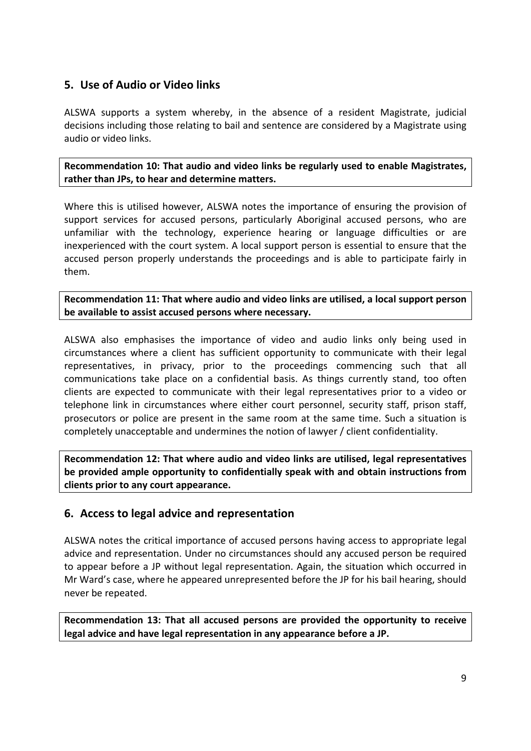## 5. Use of Audio or Video links

ALSWA supports a system whereby, in the absence of a resident Magistrate, judicial decisions including those relating to bail and sentence are considered by a Magistrate using audio or video links.

**Recommendation 10: That audio and video links be regularly used to enable Magistrates, rather than JPs, to hear and determine matters.**

Where this is utilised however, ALSWA notes the importance of ensuring the provision of support services for accused persons, particularly Aboriginal accused persons, who are unfamiliar with the technology, experience hearing or language difficulties or are inexperienced with the court system. A local support person is essential to ensure that the accused person properly understands the proceedings and is able to participate fairly in them.

**Recommendation 11: That where audio and video links are utilised, a local support person be available to assist accused persons where necessary.**

ALSWA also emphasises the importance of video and audio links only being used in circumstances where a client has sufficient opportunity to communicate with their legal representatives, in privacy, prior to the proceedings commencing such that all communications take place on a confidential basis. As things currently stand, too often clients are expected to communicate with their legal representatives prior to a video or telephone link in circumstances where either court personnel, security staff, prison staff, prosecutors or police are present in the same room at the same time. Such a situation is completely unacceptable and undermines the notion of lawyer / client confidentiality.

**Recommendation 12: That where audio and video links are utilised, legal representatives be provided ample opportunity to confidentially speak with and obtain instructions from clients prior to any court appearance.**

## 6. Access to legal advice and representation

ALSWA notes the critical importance of accused persons having access to appropriate legal advice and representation. Under no circumstances should any accused person be required to appear before a JP without legal representation. Again, the situation which occurred in Mr Ward's case, where he appeared unrepresented before the JP for his bail hearing, should never be repeated.

**Recommendation 13: That all accused persons are provided the opportunity to receive legal advice and have legal representation in any appearance before a JP.**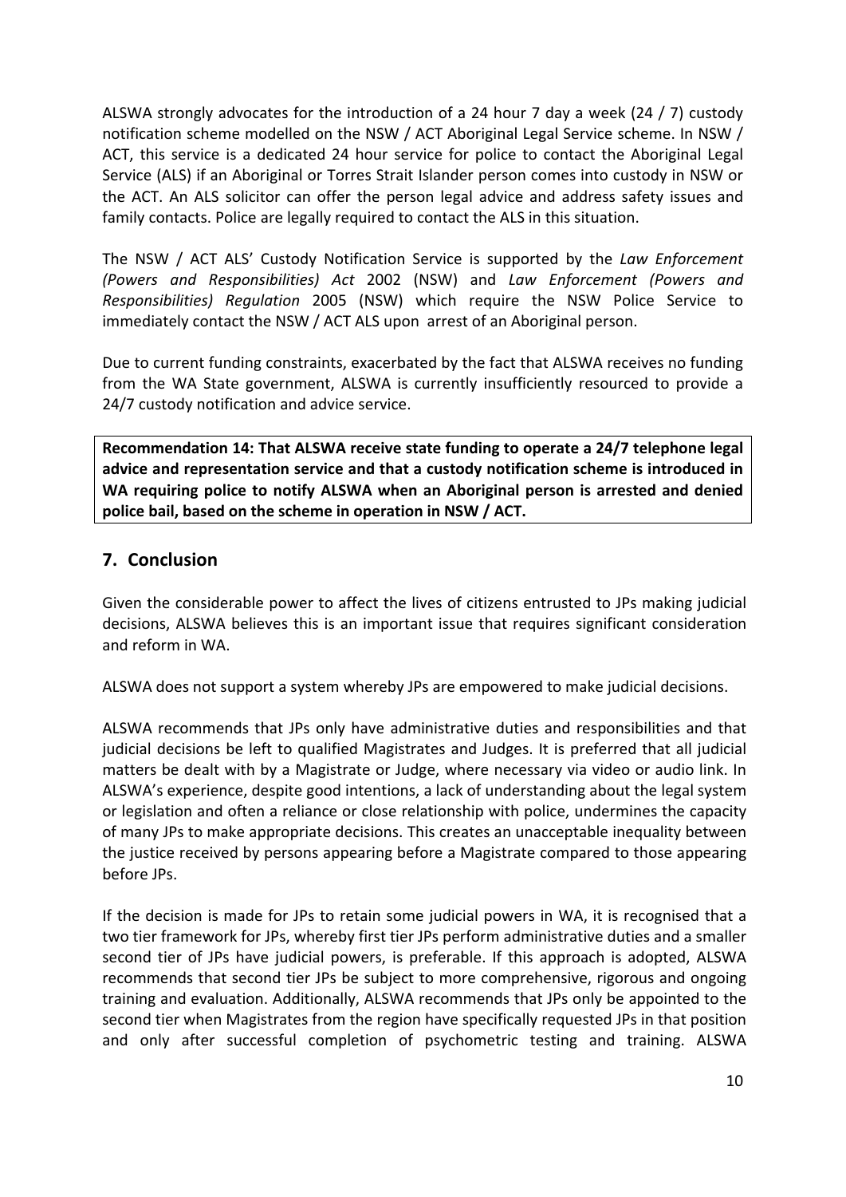ALSWA strongly advocates for the introduction of a 24 hour 7 day a week (24 / 7) custody notification scheme modelled on the NSW / ACT Aboriginal Legal Service scheme. In NSW / ACT, this service is a dedicated 24 hour service for police to contact the Aboriginal Legal Service (ALS) if an Aboriginal or Torres Strait Islander person comes into custody in NSW or the ACT. An ALS solicitor can offer the person legal advice and address safety issues and family contacts. Police are legally required to contact the ALS in this situation.

The NSW / ACT ALS' Custody Notification Service is supported by the *Law Enforcement (Powers and Responsibilities) Act* 2002 (NSW) and *Law Enforcement (Powers and Responsibilities) Regulation* 2005 (NSW) which require the NSW Police Service to immediately contact the NSW / ACT ALS upon arrest of an Aboriginal person.

Due to current funding constraints, exacerbated by the fact that ALSWA receives no funding from the WA State government, ALSWA is currently insufficiently resourced to provide a 24/7 custody notification and advice service.

**Recommendation 14: That ALSWA receive state funding to operate a 24/7 telephone legal advice and representation service and that a custody notification scheme is introduced in WA requiring police to notify ALSWA when an Aboriginal person is arrested and denied police bail, based on the scheme in operation in NSW / ACT.**

## 7. Conclusion

Given the considerable power to affect the lives of citizens entrusted to JPs making judicial decisions, ALSWA believes this is an important issue that requires significant consideration and reform in WA.

ALSWA does not support a system whereby JPs are empowered to make judicial decisions.

ALSWA recommends that JPs only have administrative duties and responsibilities and that judicial decisions be left to qualified Magistrates and Judges. It is preferred that all judicial matters be dealt with by a Magistrate or Judge, where necessary via video or audio link. In ALSWA's experience, despite good intentions, a lack of understanding about the legal system or legislation and often a reliance or close relationship with police, undermines the capacity of many JPs to make appropriate decisions. This creates an unacceptable inequality between the justice received by persons appearing before a Magistrate compared to those appearing before JPs.

If the decision is made for JPs to retain some judicial powers in WA, it is recognised that a two tier framework for JPs, whereby first tier JPs perform administrative duties and a smaller second tier of JPs have judicial powers, is preferable. If this approach is adopted, ALSWA recommends that second tier JPs be subject to more comprehensive, rigorous and ongoing training and evaluation. Additionally, ALSWA recommends that JPs only be appointed to the second tier when Magistrates from the region have specifically requested JPs in that position and only after successful completion of psychometric testing and training. ALSWA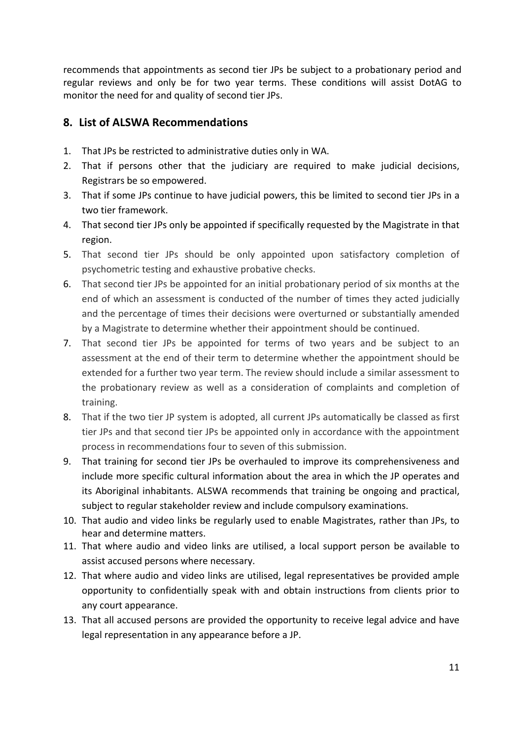recommends that appointments as second tier JPs be subject to a probationary period and regular reviews and only be for two year terms. These conditions will assist DotAG to monitor the need for and quality of second tier JPs.

## 8. List of ALSWA Recommendations

1. That JPs be restricted to administrative duties only in WA.
2. That if persons other that the judiciary are required to make judicial decisions, Registrars be so empowered.
3. That if some JPs continue to have judicial powers, this be limited to second tier JPs in a two tier framework.
4. That second tier JPs only be appointed if specifically requested by the Magistrate in that region.
5. That second tier JPs should be only appointed upon satisfactory completion of psychometric testing and exhaustive probative checks.
6. That second tier JPs be appointed for an initial probationary period of six months at the end of which an assessment is conducted of the number of times they acted judicially and the percentage of times their decisions were overturned or substantially amended by a Magistrate to determine whether their appointment should be continued.
7. That second tier JPs be appointed for terms of two years and be subject to an assessment at the end of their term to determine whether the appointment should be extended for a further two year term. The review should include a similar assessment to the probationary review as well as a consideration of complaints and completion of training.
8. That if the two tier JP system is adopted, all current JPs automatically be classed as first tier JPs and that second tier JPs be appointed only in accordance with the appointment process in recommendations four to seven of this submission.
9. That training for second tier JPs be overhauled to improve its comprehensiveness and include more specific cultural information about the area in which the JP operates and its Aboriginal inhabitants. ALSWA recommends that training be ongoing and practical, subject to regular stakeholder review and include compulsory examinations.
10. That audio and video links be regularly used to enable Magistrates, rather than JPs, to hear and determine matters.
11. That where audio and video links are utilised, a local support person be available to assist accused persons where necessary.
12. That where audio and video links are utilised, legal representatives be provided ample opportunity to confidentially speak with and obtain instructions from clients prior to any court appearance.
13. That all accused persons are provided the opportunity to receive legal advice and have legal representation in any appearance before a JP.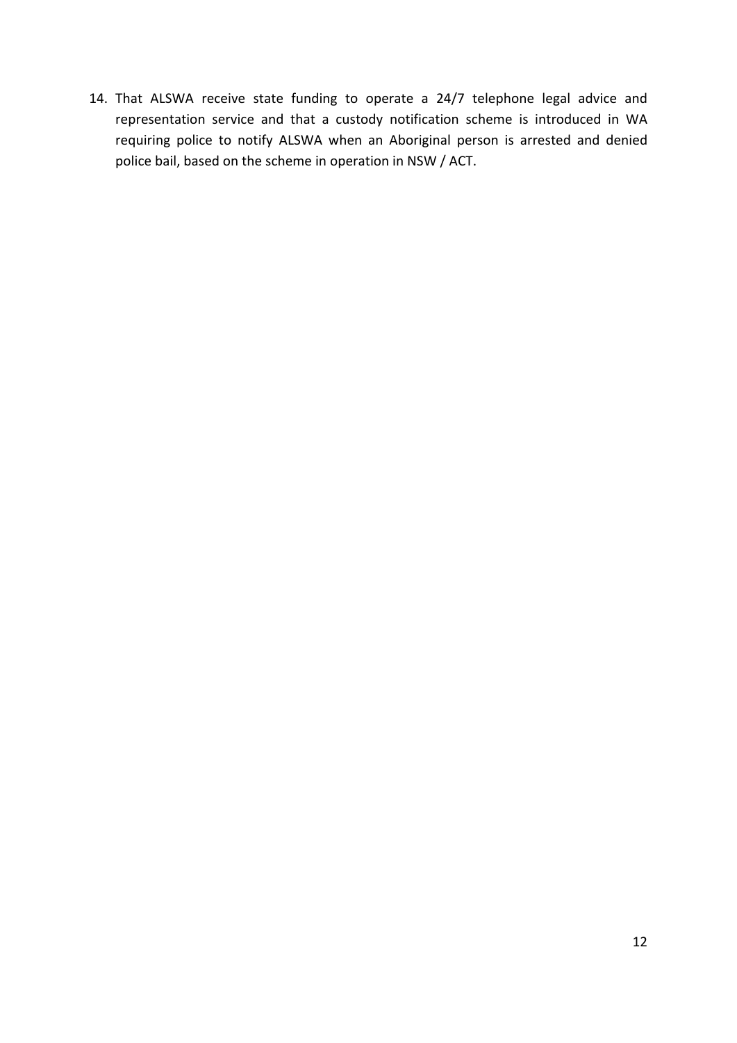14. That ALSWA receive state funding to operate a 24/7 telephone legal advice and representation service and that a custody notification scheme is introduced in WA requiring police to notify ALSWA when an Aboriginal person is arrested and denied police bail, based on the scheme in operation in NSW / ACT.